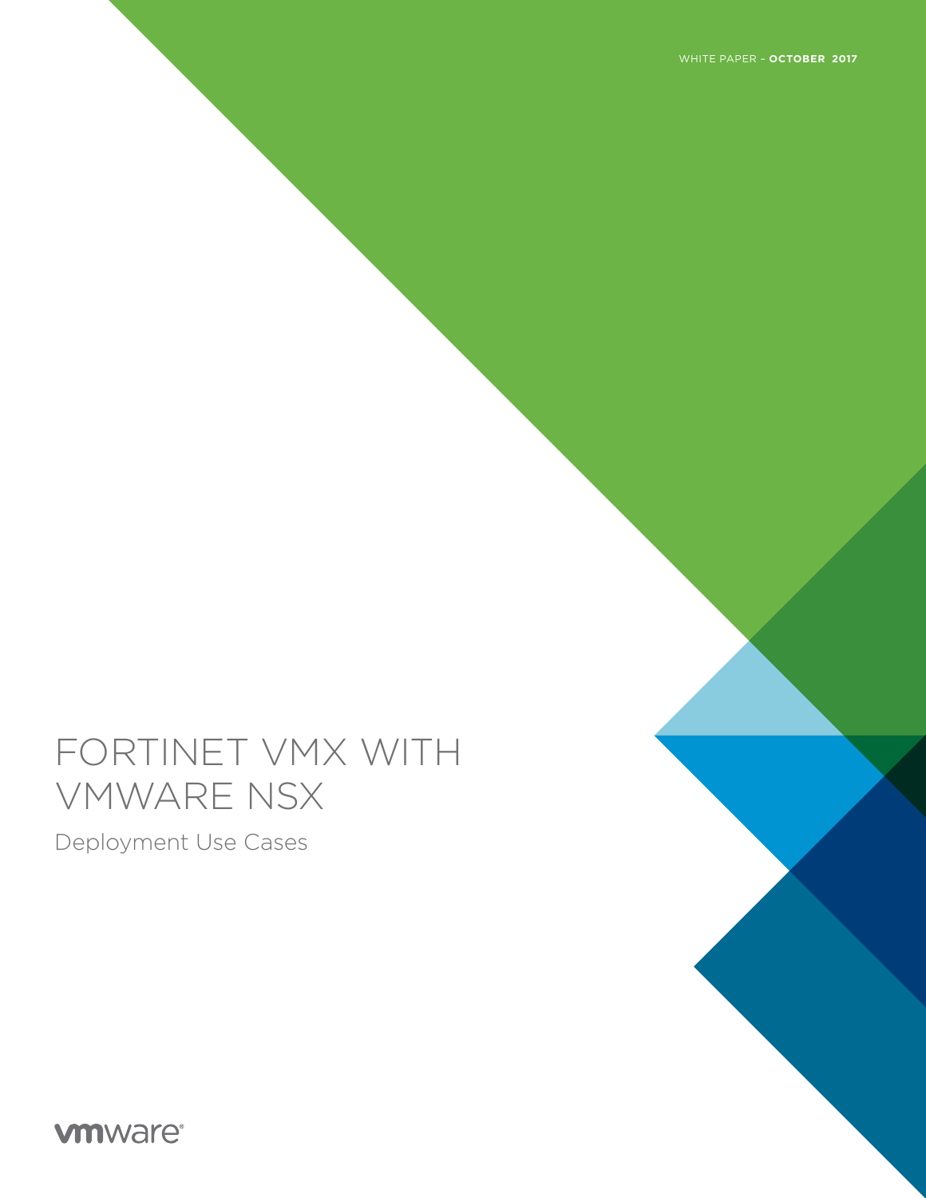WHITE PAPER – **OCTOBER 2017**

# FORTINET VMX WITH VMWARE NSX

## Deployment Use Cases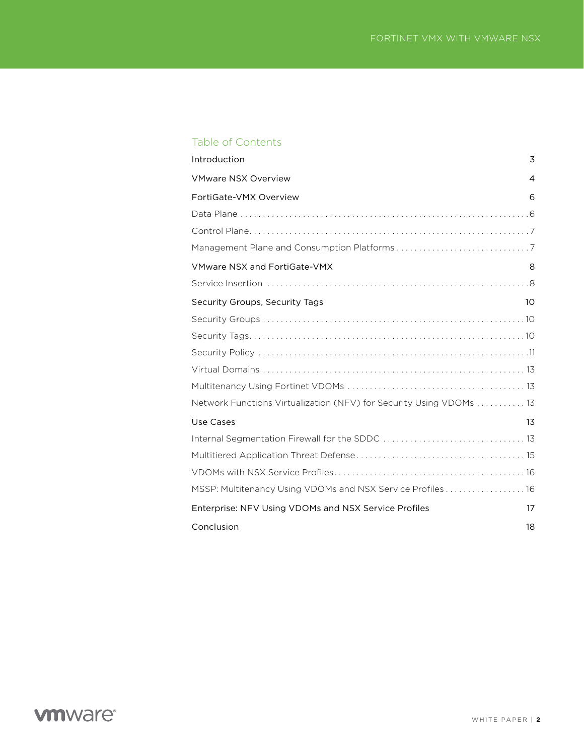## Table of Contents

| | |
|---|---|
| Introduction | 3 |
| VMware NSX Overview | 4 |
| FortiGate-VMX Overview | 6 |
| Data Plane | 6 |
| Control Plane | 7 |
| Management Plane and Consumption Platforms | 7 |
| VMware NSX and FortiGate-VMX | 8 |
| Service Insertion | 8 |
| Security Groups, Security Tags | 10 |
| Security Groups | 10 |
| Security Tags | 10 |
| Security Policy | 11 |
| Virtual Domains | 13 |
| Multitenancy Using Fortinet VDOMs | 13 |
| Network Functions Virtualization (NFV) for Security Using VDOMs | 13 |
| Use Cases | 13 |
| Internal Segmentation Firewall for the SDDC | 13 |
| Multitiered Application Threat Defense | 15 |
| VDOMs with NSX Service Profiles | 16 |
| MSSP: Multitenancy Using VDOMs and NSX Service Profiles | 16 |
| Enterprise: NFV Using VDOMs and NSX Service Profiles | 17 |
| Conclusion | 18 |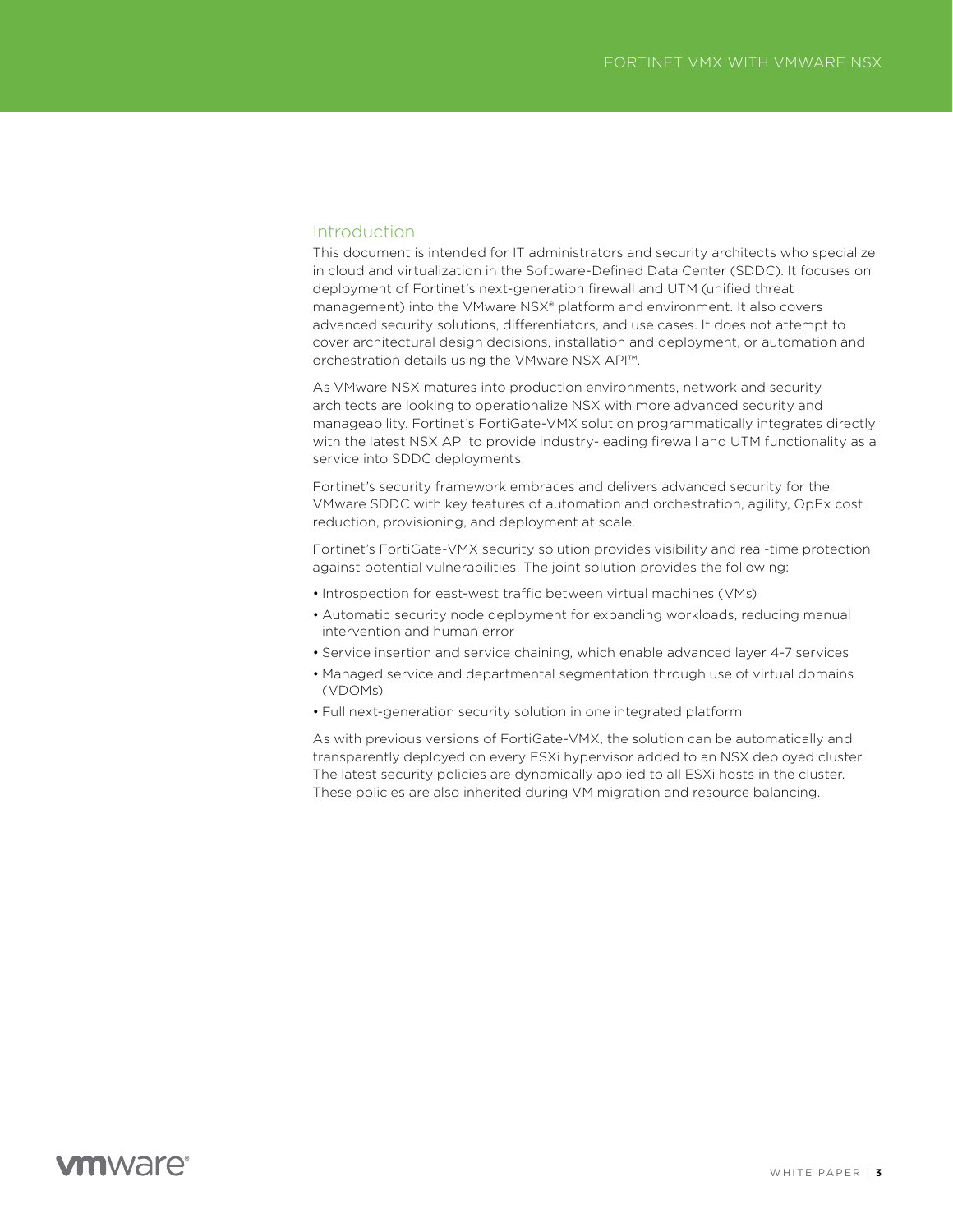## Introduction

This document is intended for IT administrators and security architects who specialize in cloud and virtualization in the Software-Defined Data Center (SDDC). It focuses on deployment of Fortinet's next-generation firewall and UTM (unified threat management) into the VMware NSX® platform and environment. It also covers advanced security solutions, differentiators, and use cases. It does not attempt to cover architectural design decisions, installation and deployment, or automation and orchestration details using the VMware NSX API™.

As VMware NSX matures into production environments, network and security architects are looking to operationalize NSX with more advanced security and manageability. Fortinet's FortiGate-VMX solution programmatically integrates directly with the latest NSX API to provide industry-leading firewall and UTM functionality as a service into SDDC deployments.

Fortinet's security framework embraces and delivers advanced security for the VMware SDDC with key features of automation and orchestration, agility, OpEx cost reduction, provisioning, and deployment at scale.

Fortinet's FortiGate-VMX security solution provides visibility and real-time protection against potential vulnerabilities. The joint solution provides the following:

- Introspection for east-west traffic between virtual machines (VMs)
- Automatic security node deployment for expanding workloads, reducing manual intervention and human error
- Service insertion and service chaining, which enable advanced layer 4-7 services
- Managed service and departmental segmentation through use of virtual domains (VDOMs)
- Full next-generation security solution in one integrated platform

As with previous versions of FortiGate-VMX, the solution can be automatically and transparently deployed on every ESXi hypervisor added to an NSX deployed cluster. The latest security policies are dynamically applied to all ESXi hosts in the cluster. These policies are also inherited during VM migration and resource balancing.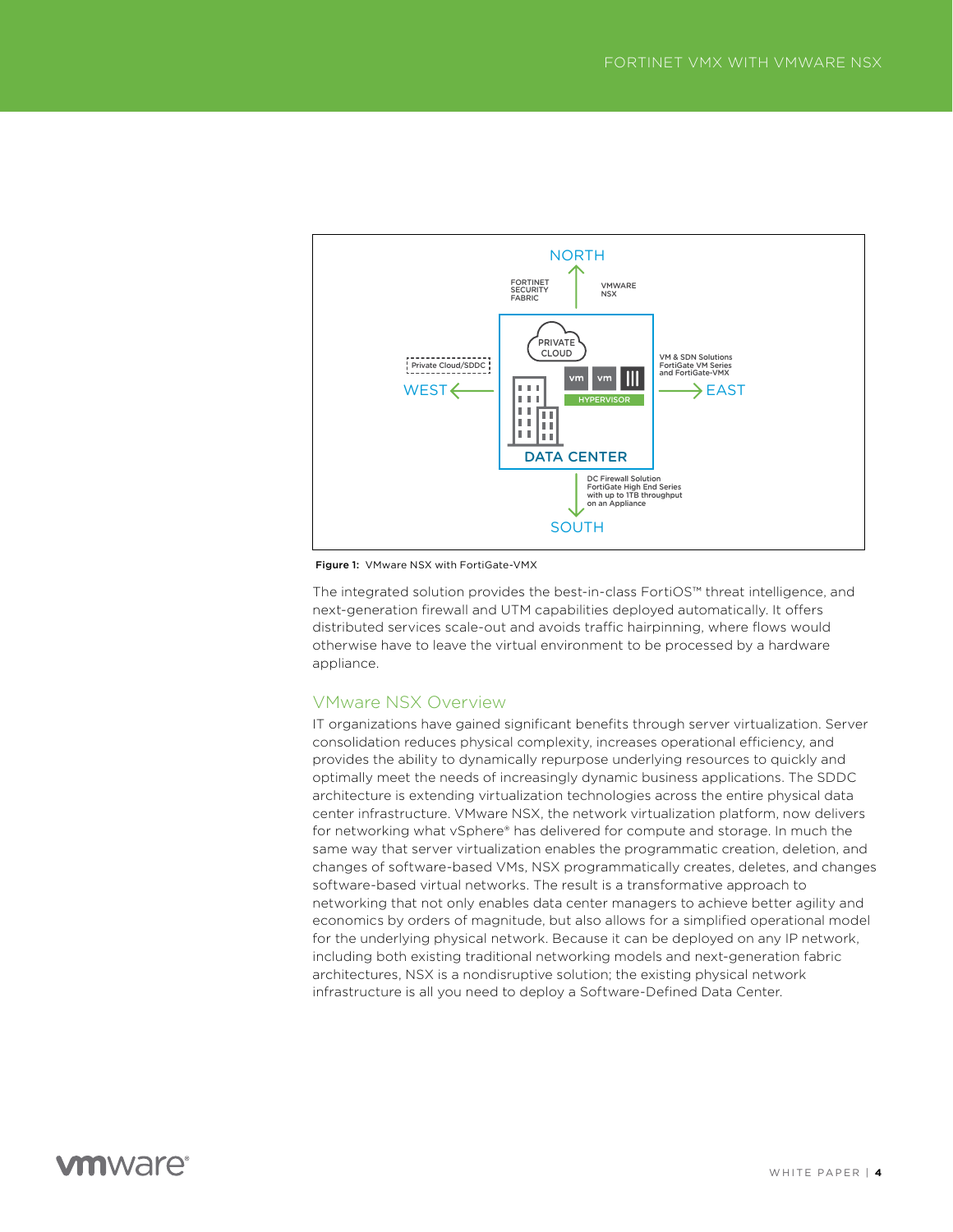NORTH

FORTINET SECURITY FABRIC

VMWARE NSX

PRIVATE CLOUD

Private Cloud/SDDC

WEST

vm vm

HYPERVISOR

VM & SDN Solutions FortiGate VM Series and FortiGate-VMX

EAST

DATA CENTER

DC Firewall Solution FortiGate High End Series with up to 1TB throughput on an Appliance

SOUTH

**Figure 1:** VMware NSX with FortiGate-VMX

The integrated solution provides the best-in-class FortiOS™ threat intelligence, and next-generation firewall and UTM capabilities deployed automatically. It offers distributed services scale-out and avoids traffic hairpinning, where flows would otherwise have to leave the virtual environment to be processed by a hardware appliance.

## VMware NSX Overview

IT organizations have gained significant benefits through server virtualization. Server consolidation reduces physical complexity, increases operational efficiency, and provides the ability to dynamically repurpose underlying resources to quickly and optimally meet the needs of increasingly dynamic business applications. The SDDC architecture is extending virtualization technologies across the entire physical data center infrastructure. VMware NSX, the network virtualization platform, now delivers for networking what vSphere® has delivered for compute and storage. In much the same way that server virtualization enables the programmatic creation, deletion, and changes of software-based VMs, NSX programmatically creates, deletes, and changes software-based virtual networks. The result is a transformative approach to networking that not only enables data center managers to achieve better agility and economics by orders of magnitude, but also allows for a simplified operational model for the underlying physical network. Because it can be deployed on any IP network, including both existing traditional networking models and next-generation fabric architectures, NSX is a nondisruptive solution; the existing physical network infrastructure is all you need to deploy a Software-Defined Data Center.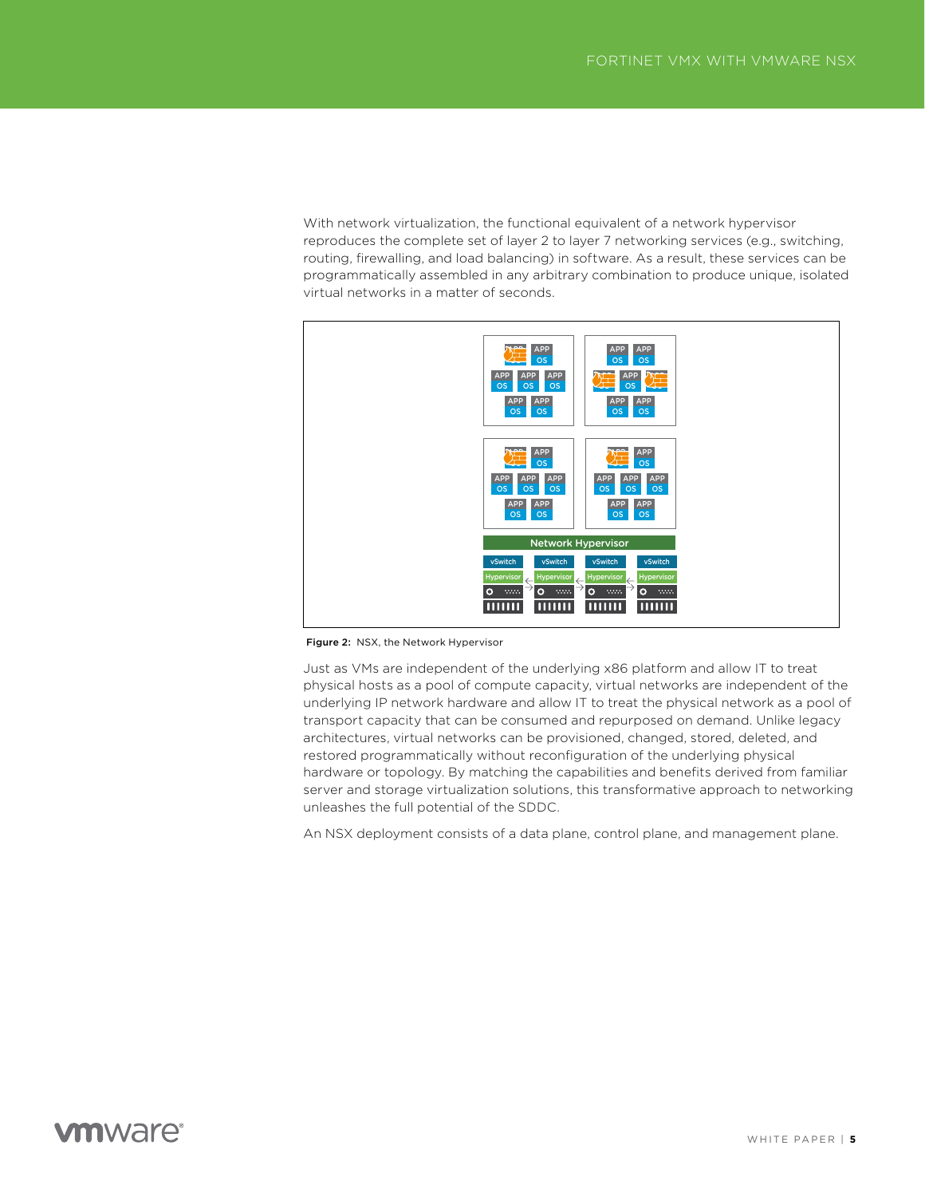With network virtualization, the functional equivalent of a network hypervisor reproduces the complete set of layer 2 to layer 7 networking services (e.g., switching, routing, firewalling, and load balancing) in software. As a result, these services can be programmatically assembled in any arbitrary combination to produce unique, isolated virtual networks in a matter of seconds.

**Figure 2:** NSX, the Network Hypervisor

Just as VMs are independent of the underlying x86 platform and allow IT to treat physical hosts as a pool of compute capacity, virtual networks are independent of the underlying IP network hardware and allow IT to treat the physical network as a pool of transport capacity that can be consumed and repurposed on demand. Unlike legacy architectures, virtual networks can be provisioned, changed, stored, deleted, and restored programmatically without reconfiguration of the underlying physical hardware or topology. By matching the capabilities and benefits derived from familiar server and storage virtualization solutions, this transformative approach to networking unleashes the full potential of the SDDC.

An NSX deployment consists of a data plane, control plane, and management plane.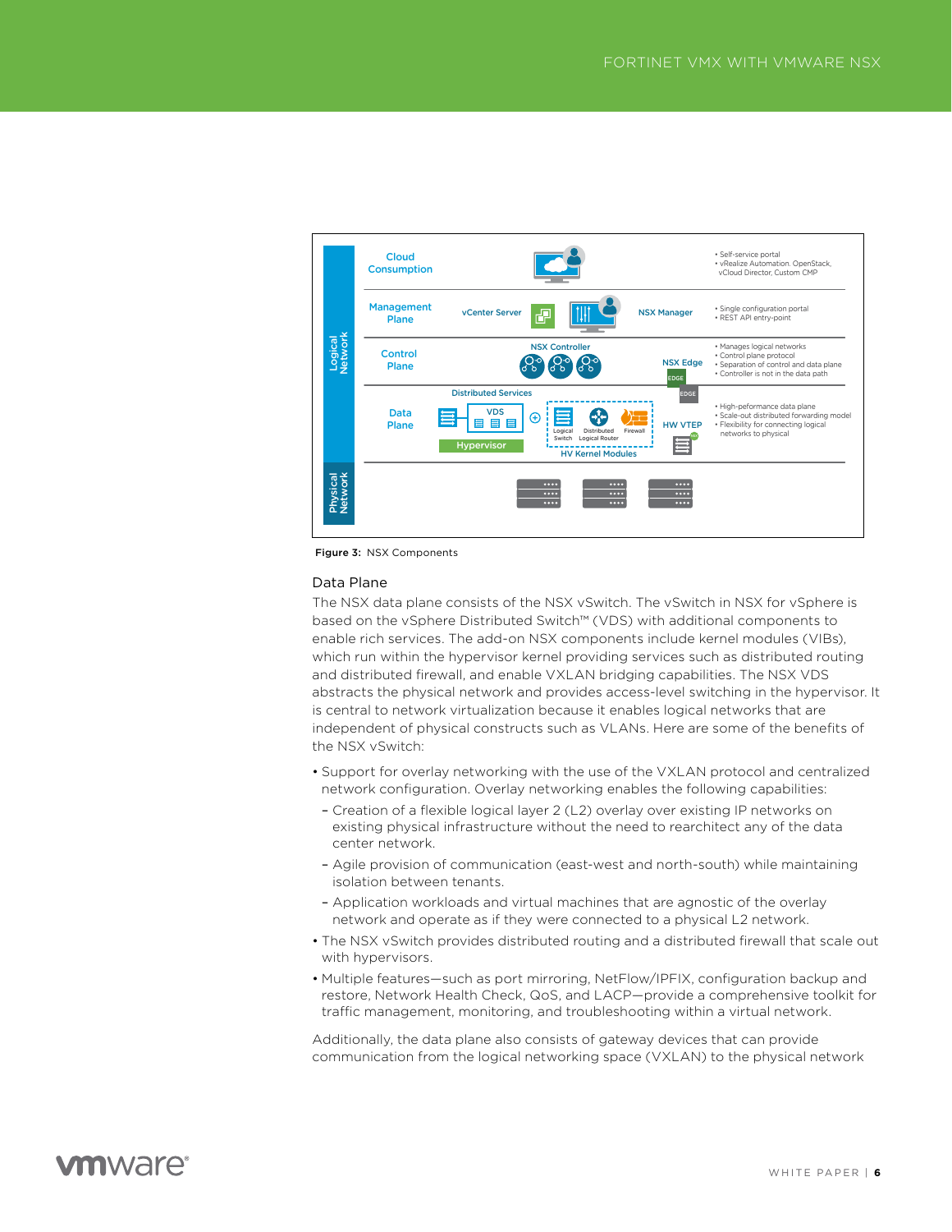**Figure 3:** NSX Components

### Data Plane

The NSX data plane consists of the NSX vSwitch. The vSwitch in NSX for vSphere is based on the vSphere Distributed Switch™ (VDS) with additional components to enable rich services. The add-on NSX components include kernel modules (VIBs), which run within the hypervisor kernel providing services such as distributed routing and distributed firewall, and enable VXLAN bridging capabilities. The NSX VDS abstracts the physical network and provides access-level switching in the hypervisor. It is central to network virtualization because it enables logical networks that are independent of physical constructs such as VLANs. Here are some of the benefits of the NSX vSwitch:

- Support for overlay networking with the use of the VXLAN protocol and centralized network configuration. Overlay networking enables the following capabilities:
  - Creation of a flexible logical layer 2 (L2) overlay over existing IP networks on existing physical infrastructure without the need to rearchitect any of the data center network.
  - Agile provision of communication (east-west and north-south) while maintaining isolation between tenants.
  - Application workloads and virtual machines that are agnostic of the overlay network and operate as if they were connected to a physical L2 network.
- The NSX vSwitch provides distributed routing and a distributed firewall that scale out with hypervisors.
- Multiple features—such as port mirroring, NetFlow/IPFIX, configuration backup and restore, Network Health Check, QoS, and LACP—provide a comprehensive toolkit for traffic management, monitoring, and troubleshooting within a virtual network.

Additionally, the data plane also consists of gateway devices that can provide communication from the logical networking space (VXLAN) to the physical network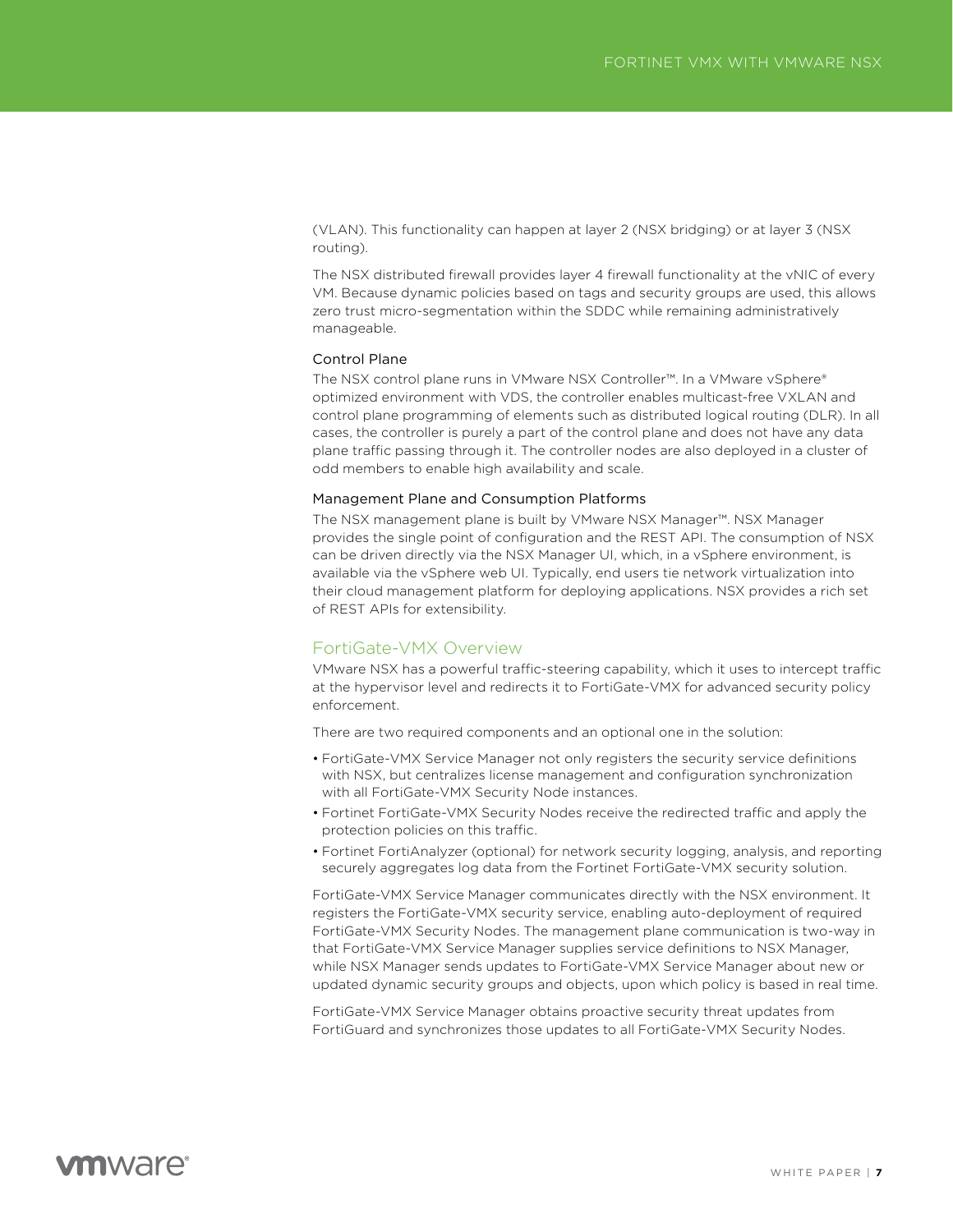(VLAN). This functionality can happen at layer 2 (NSX bridging) or at layer 3 (NSX routing).

The NSX distributed firewall provides layer 4 firewall functionality at the vNIC of every VM. Because dynamic policies based on tags and security groups are used, this allows zero trust micro-segmentation within the SDDC while remaining administratively manageable.

### Control Plane

The NSX control plane runs in VMware NSX Controller™. In a VMware vSphere® optimized environment with VDS, the controller enables multicast-free VXLAN and control plane programming of elements such as distributed logical routing (DLR). In all cases, the controller is purely a part of the control plane and does not have any data plane traffic passing through it. The controller nodes are also deployed in a cluster of odd members to enable high availability and scale.

### Management Plane and Consumption Platforms

The NSX management plane is built by VMware NSX Manager™. NSX Manager provides the single point of configuration and the REST API. The consumption of NSX can be driven directly via the NSX Manager UI, which, in a vSphere environment, is available via the vSphere web UI. Typically, end users tie network virtualization into their cloud management platform for deploying applications. NSX provides a rich set of REST APIs for extensibility.

## FortiGate-VMX Overview

VMware NSX has a powerful traffic-steering capability, which it uses to intercept traffic at the hypervisor level and redirects it to FortiGate-VMX for advanced security policy enforcement.

There are two required components and an optional one in the solution:

- FortiGate-VMX Service Manager not only registers the security service definitions with NSX, but centralizes license management and configuration synchronization with all FortiGate-VMX Security Node instances.
- Fortinet FortiGate-VMX Security Nodes receive the redirected traffic and apply the protection policies on this traffic.
- Fortinet FortiAnalyzer (optional) for network security logging, analysis, and reporting securely aggregates log data from the Fortinet FortiGate-VMX security solution.

FortiGate-VMX Service Manager communicates directly with the NSX environment. It registers the FortiGate-VMX security service, enabling auto-deployment of required FortiGate-VMX Security Nodes. The management plane communication is two-way in that FortiGate-VMX Service Manager supplies service definitions to NSX Manager, while NSX Manager sends updates to FortiGate-VMX Service Manager about new or updated dynamic security groups and objects, upon which policy is based in real time.

FortiGate-VMX Service Manager obtains proactive security threat updates from FortiGuard and synchronizes those updates to all FortiGate-VMX Security Nodes.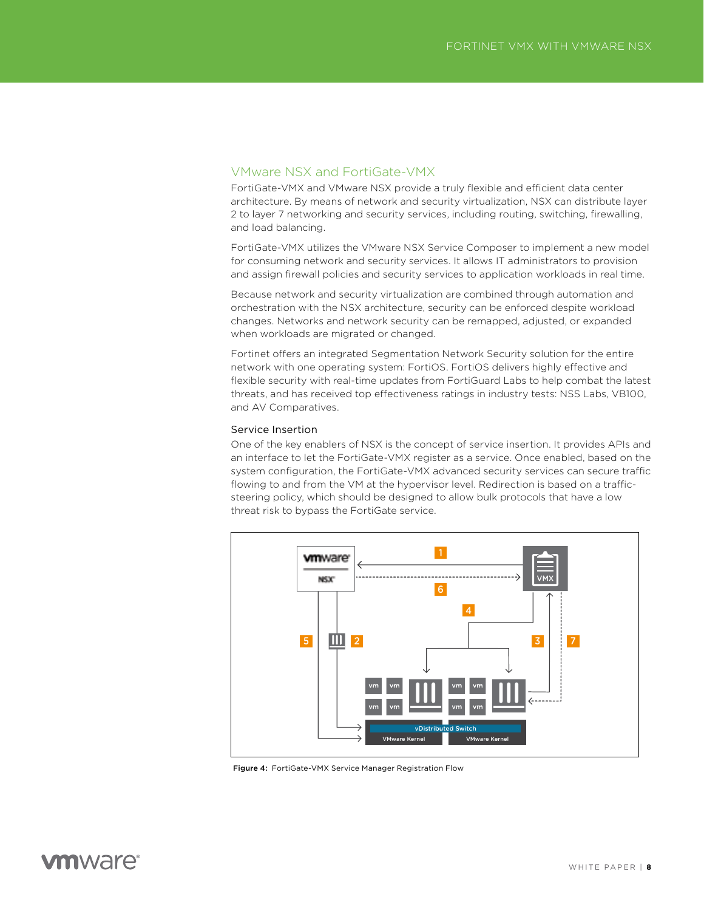## VMware NSX and FortiGate-VMX

FortiGate-VMX and VMware NSX provide a truly flexible and efficient data center architecture. By means of network and security virtualization, NSX can distribute layer 2 to layer 7 networking and security services, including routing, switching, firewalling, and load balancing.

FortiGate-VMX utilizes the VMware NSX Service Composer to implement a new model for consuming network and security services. It allows IT administrators to provision and assign firewall policies and security services to application workloads in real time.

Because network and security virtualization are combined through automation and orchestration with the NSX architecture, security can be enforced despite workload changes. Networks and network security can be remapped, adjusted, or expanded when workloads are migrated or changed.

Fortinet offers an integrated Segmentation Network Security solution for the entire network with one operating system: FortiOS. FortiOS delivers highly effective and flexible security with real-time updates from FortiGuard Labs to help combat the latest threats, and has received top effectiveness ratings in industry tests: NSS Labs, VB100, and AV Comparatives.

### Service Insertion

One of the key enablers of NSX is the concept of service insertion. It provides APIs and an interface to let the FortiGate-VMX register as a service. Once enabled, based on the system configuration, the FortiGate-VMX advanced security services can secure traffic flowing to and from the VM at the hypervisor level. Redirection is based on a traffic-steering policy, which should be designed to allow bulk protocols that have a low threat risk to bypass the FortiGate service.

**Figure 4:** FortiGate-VMX Service Manager Registration Flow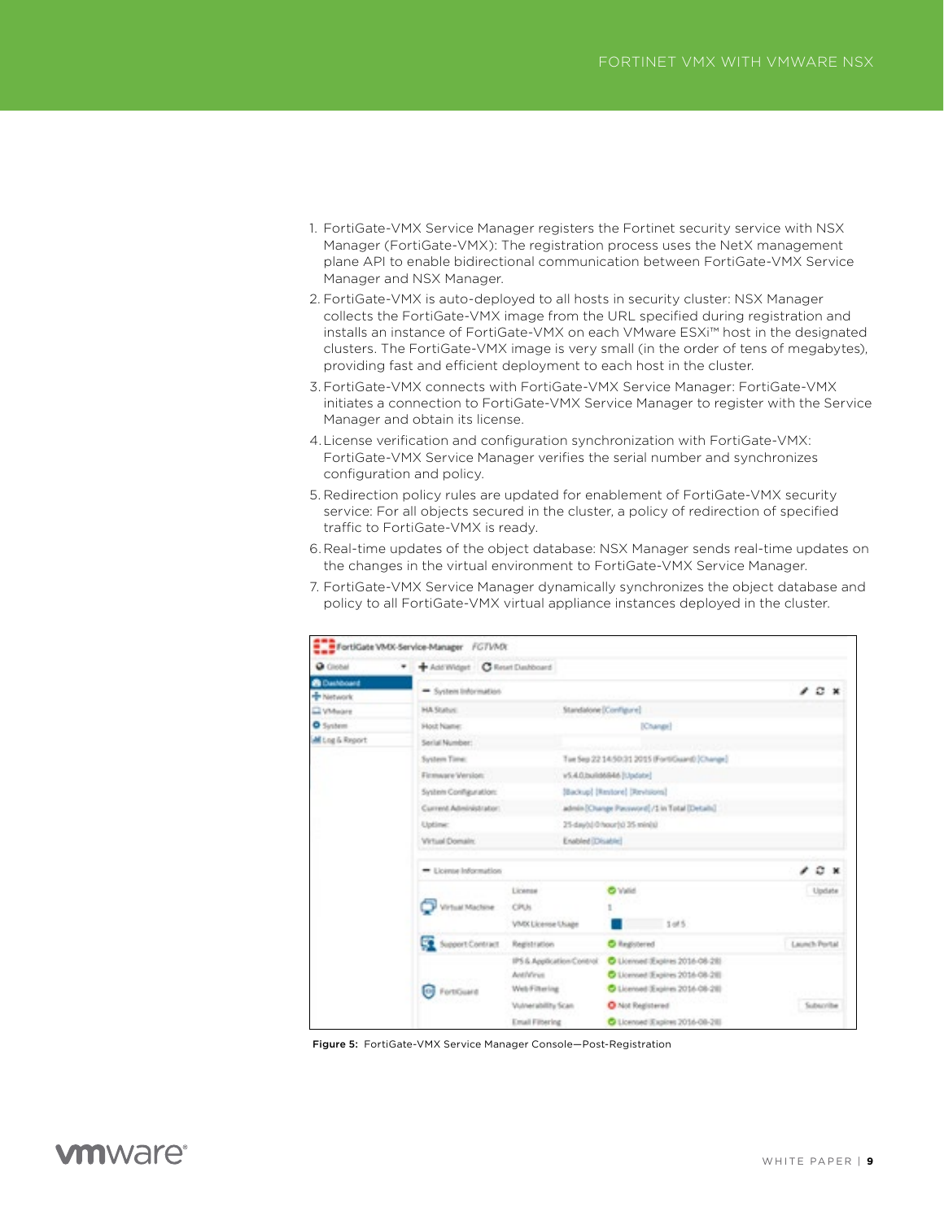1. FortiGate-VMX Service Manager registers the Fortinet security service with NSX Manager (FortiGate-VMX): The registration process uses the NetX management plane API to enable bidirectional communication between FortiGate-VMX Service Manager and NSX Manager.
2. FortiGate-VMX is auto-deployed to all hosts in security cluster: NSX Manager collects the FortiGate-VMX image from the URL specified during registration and installs an instance of FortiGate-VMX on each VMware ESXi™ host in the designated clusters. The FortiGate-VMX image is very small (in the order of tens of megabytes), providing fast and efficient deployment to each host in the cluster.
3. FortiGate-VMX connects with FortiGate-VMX Service Manager: FortiGate-VMX initiates a connection to FortiGate-VMX Service Manager to register with the Service Manager and obtain its license.
4. License verification and configuration synchronization with FortiGate-VMX: FortiGate-VMX Service Manager verifies the serial number and synchronizes configuration and policy.
5. Redirection policy rules are updated for enablement of FortiGate-VMX security service: For all objects secured in the cluster, a policy of redirection of specified traffic to FortiGate-VMX is ready.
6. Real-time updates of the object database: NSX Manager sends real-time updates on the changes in the virtual environment to FortiGate-VMX Service Manager.
7. FortiGate-VMX Service Manager dynamically synchronizes the object database and policy to all FortiGate-VMX virtual appliance instances deployed in the cluster.

**Figure 5:** FortiGate-VMX Service Manager Console—Post-Registration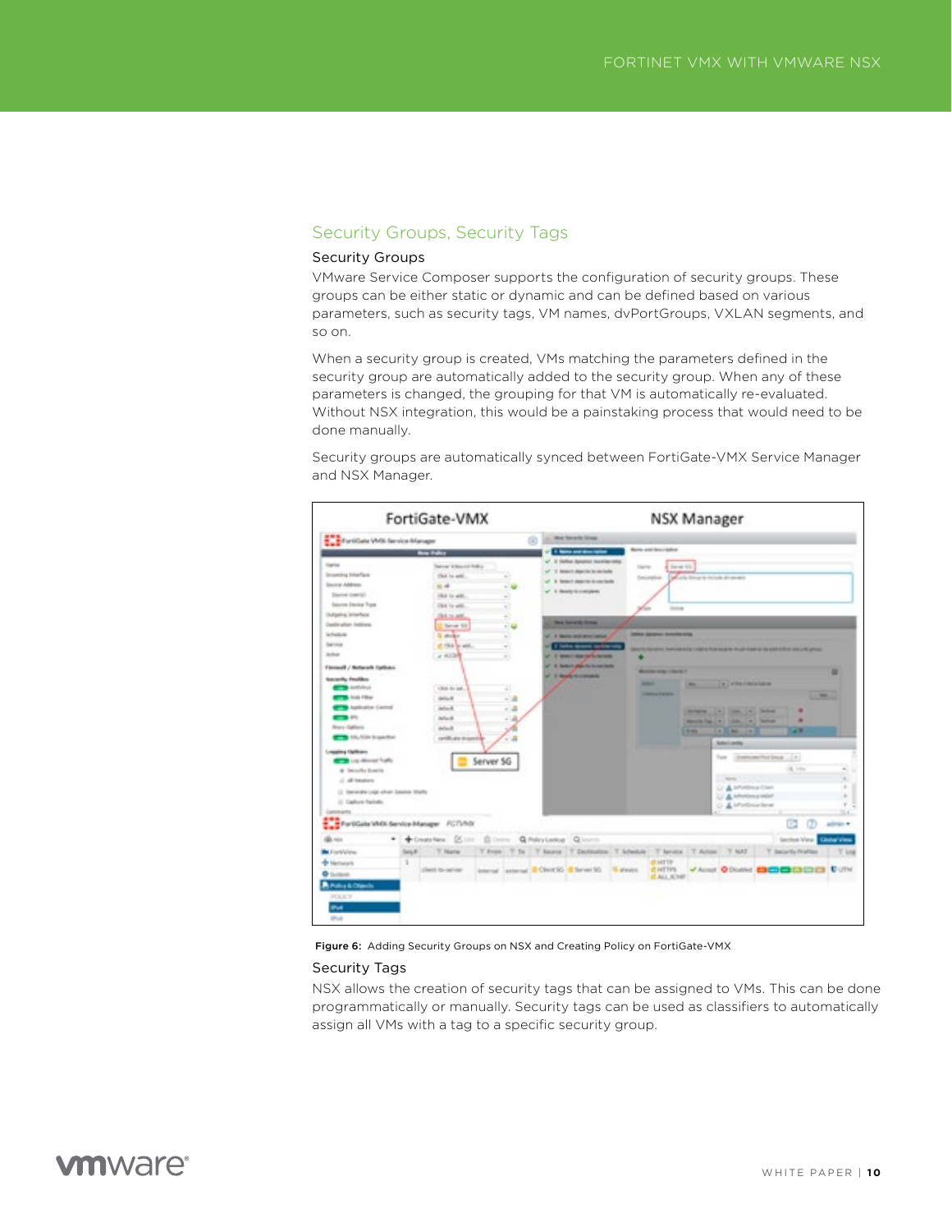## Security Groups, Security Tags

### Security Groups

VMware Service Composer supports the configuration of security groups. These groups can be either static or dynamic and can be defined based on various parameters, such as security tags, VM names, dvPortGroups, VXLAN segments, and so on.

When a security group is created, VMs matching the parameters defined in the security group are automatically added to the security group. When any of these parameters is changed, the grouping for that VM is automatically re-evaluated. Without NSX integration, this would be a painstaking process that would need to be done manually.

Security groups are automatically synced between FortiGate-VMX Service Manager and NSX Manager.

**Figure 6:** Adding Security Groups on NSX and Creating Policy on FortiGate-VMX

### Security Tags

NSX allows the creation of security tags that can be assigned to VMs. This can be done programmatically or manually. Security tags can be used as classifiers to automatically assign all VMs with a tag to a specific security group.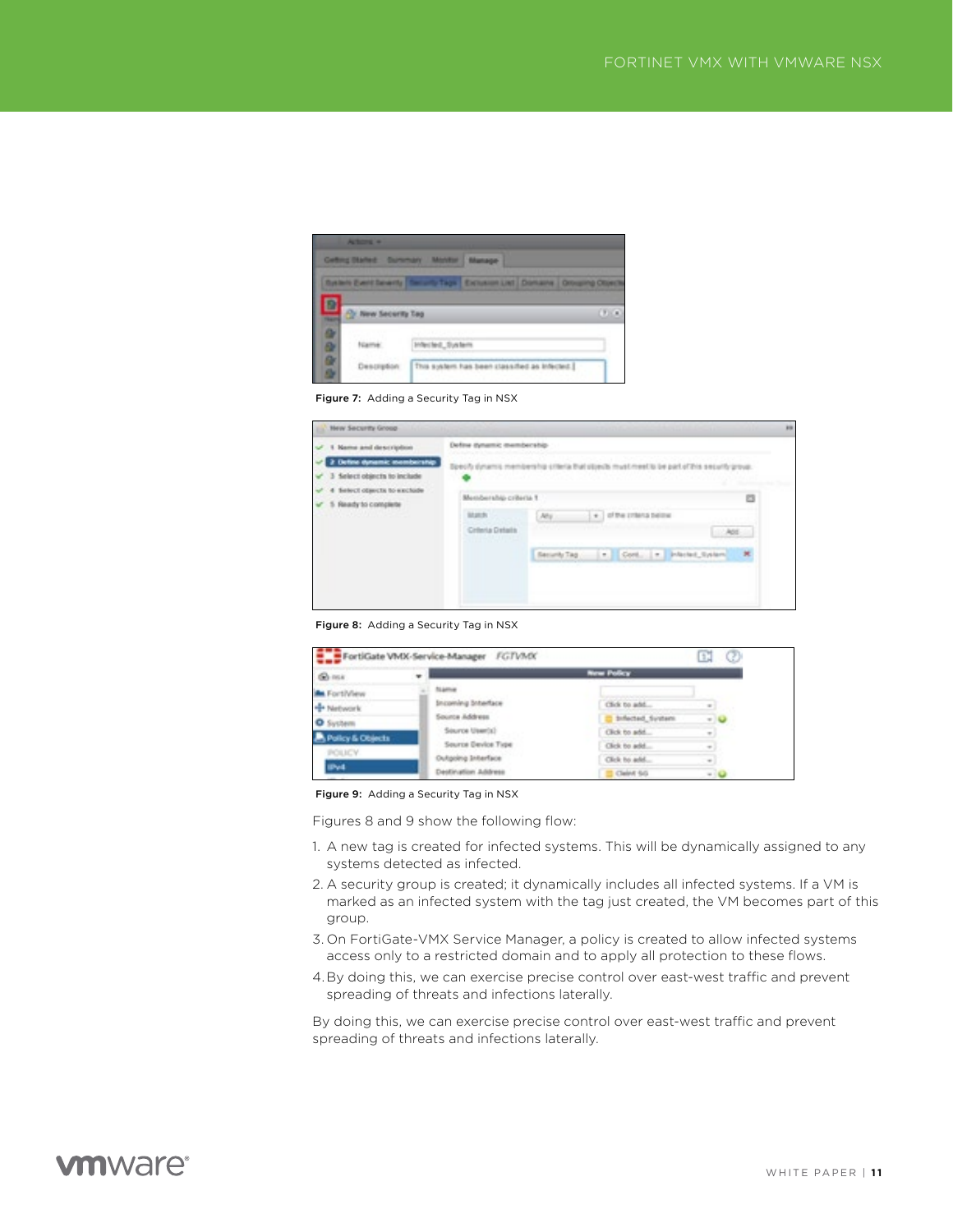Figure 7: Adding a Security Tag in NSX

Figure 8: Adding a Security Tag in NSX

Figure 9: Adding a Security Tag in NSX

Figures 8 and 9 show the following flow:

1. A new tag is created for infected systems. This will be dynamically assigned to any systems detected as infected.
2. A security group is created; it dynamically includes all infected systems. If a VM is marked as an infected system with the tag just created, the VM becomes part of this group.
3. On FortiGate-VMX Service Manager, a policy is created to allow infected systems access only to a restricted domain and to apply all protection to these flows.
4. By doing this, we can exercise precise control over east-west traffic and prevent spreading of threats and infections laterally.

By doing this, we can exercise precise control over east-west traffic and prevent spreading of threats and infections laterally.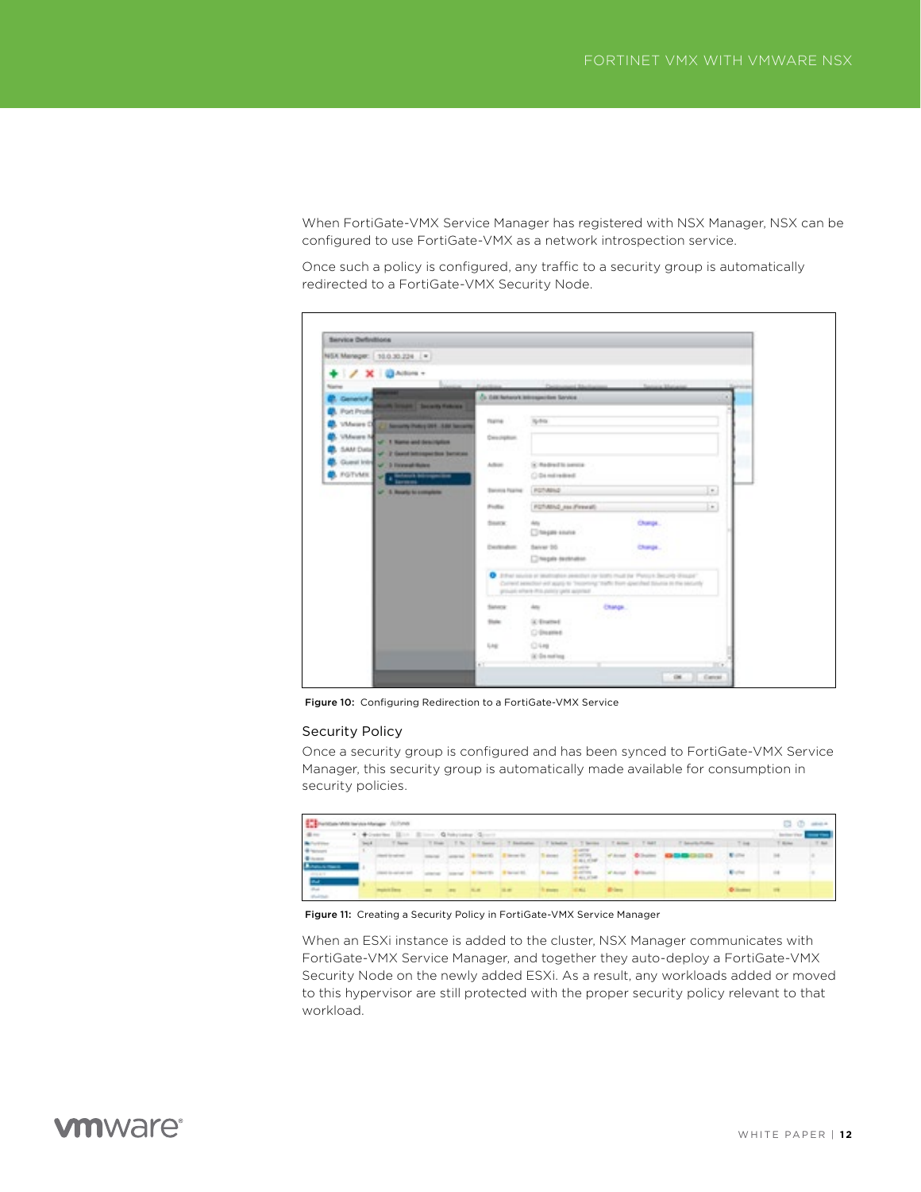When FortiGate-VMX Service Manager has registered with NSX Manager, NSX can be configured to use FortiGate-VMX as a network introspection service.

Once such a policy is configured, any traffic to a security group is automatically redirected to a FortiGate-VMX Security Node.

**Figure 10:** Configuring Redirection to a FortiGate-VMX Service

### Security Policy

Once a security group is configured and has been synced to FortiGate-VMX Service Manager, this security group is automatically made available for consumption in security policies.

**Figure 11:** Creating a Security Policy in FortiGate-VMX Service Manager

When an ESXi instance is added to the cluster, NSX Manager communicates with FortiGate-VMX Service Manager, and together they auto-deploy a FortiGate-VMX Security Node on the newly added ESXi. As a result, any workloads added or moved to this hypervisor are still protected with the proper security policy relevant to that workload.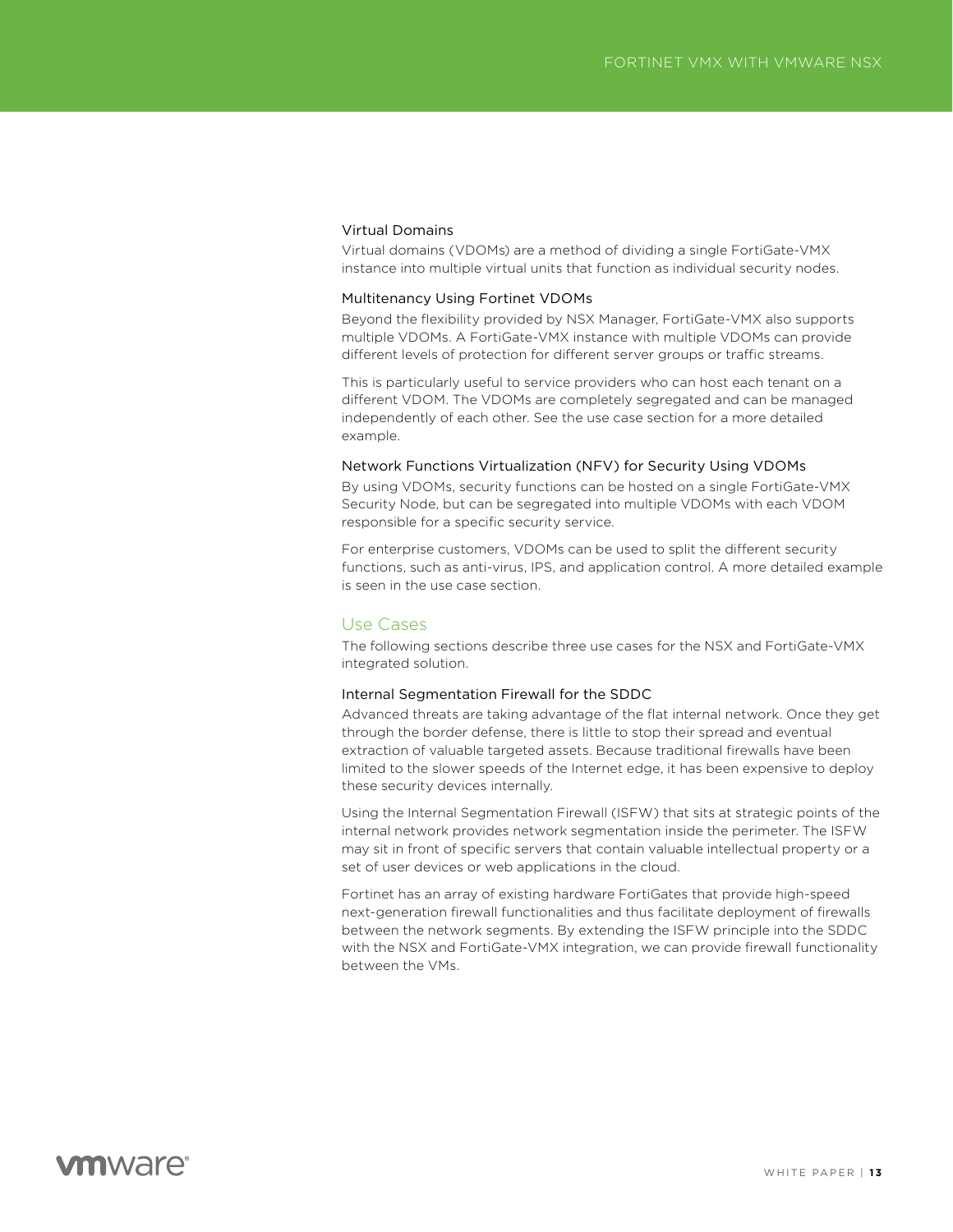### Virtual Domains

Virtual domains (VDOMs) are a method of dividing a single FortiGate-VMX instance into multiple virtual units that function as individual security nodes.

### Multitenancy Using Fortinet VDOMs

Beyond the flexibility provided by NSX Manager, FortiGate-VMX also supports multiple VDOMs. A FortiGate-VMX instance with multiple VDOMs can provide different levels of protection for different server groups or traffic streams.

This is particularly useful to service providers who can host each tenant on a different VDOM. The VDOMs are completely segregated and can be managed independently of each other. See the use case section for a more detailed example.

### Network Functions Virtualization (NFV) for Security Using VDOMs

By using VDOMs, security functions can be hosted on a single FortiGate-VMX Security Node, but can be segregated into multiple VDOMs with each VDOM responsible for a specific security service.

For enterprise customers, VDOMs can be used to split the different security functions, such as anti-virus, IPS, and application control. A more detailed example is seen in the use case section.

## Use Cases

The following sections describe three use cases for the NSX and FortiGate-VMX integrated solution.

### Internal Segmentation Firewall for the SDDC

Advanced threats are taking advantage of the flat internal network. Once they get through the border defense, there is little to stop their spread and eventual extraction of valuable targeted assets. Because traditional firewalls have been limited to the slower speeds of the Internet edge, it has been expensive to deploy these security devices internally.

Using the Internal Segmentation Firewall (ISFW) that sits at strategic points of the internal network provides network segmentation inside the perimeter. The ISFW may sit in front of specific servers that contain valuable intellectual property or a set of user devices or web applications in the cloud.

Fortinet has an array of existing hardware FortiGates that provide high-speed next-generation firewall functionalities and thus facilitate deployment of firewalls between the network segments. By extending the ISFW principle into the SDDC with the NSX and FortiGate-VMX integration, we can provide firewall functionality between the VMs.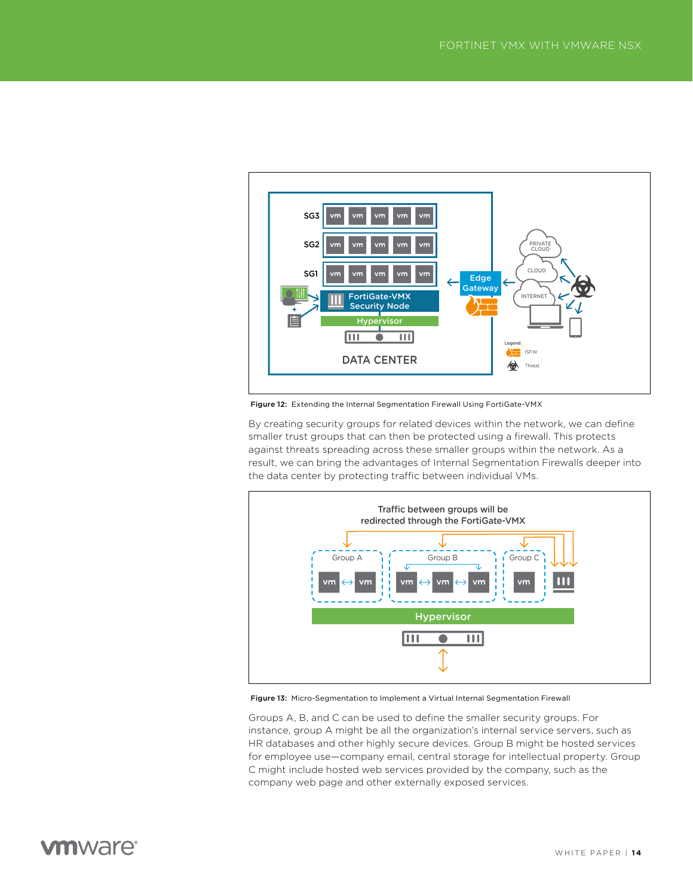Figure 12: Extending the Internal Segmentation Firewall Using FortiGate-VMX

By creating security groups for related devices within the network, we can define smaller trust groups that can then be protected using a firewall. This protects against threats spreading across these smaller groups within the network. As a result, we can bring the advantages of Internal Segmentation Firewalls deeper into the data center by protecting traffic between individual VMs.

Figure 13: Micro-Segmentation to Implement a Virtual Internal Segmentation Firewall

Groups A, B, and C can be used to define the smaller security groups. For instance, group A might be all the organization's internal service servers, such as HR databases and other highly secure devices. Group B might be hosted services for employee use—company email, central storage for intellectual property. Group C might include hosted web services provided by the company, such as the company web page and other externally exposed services.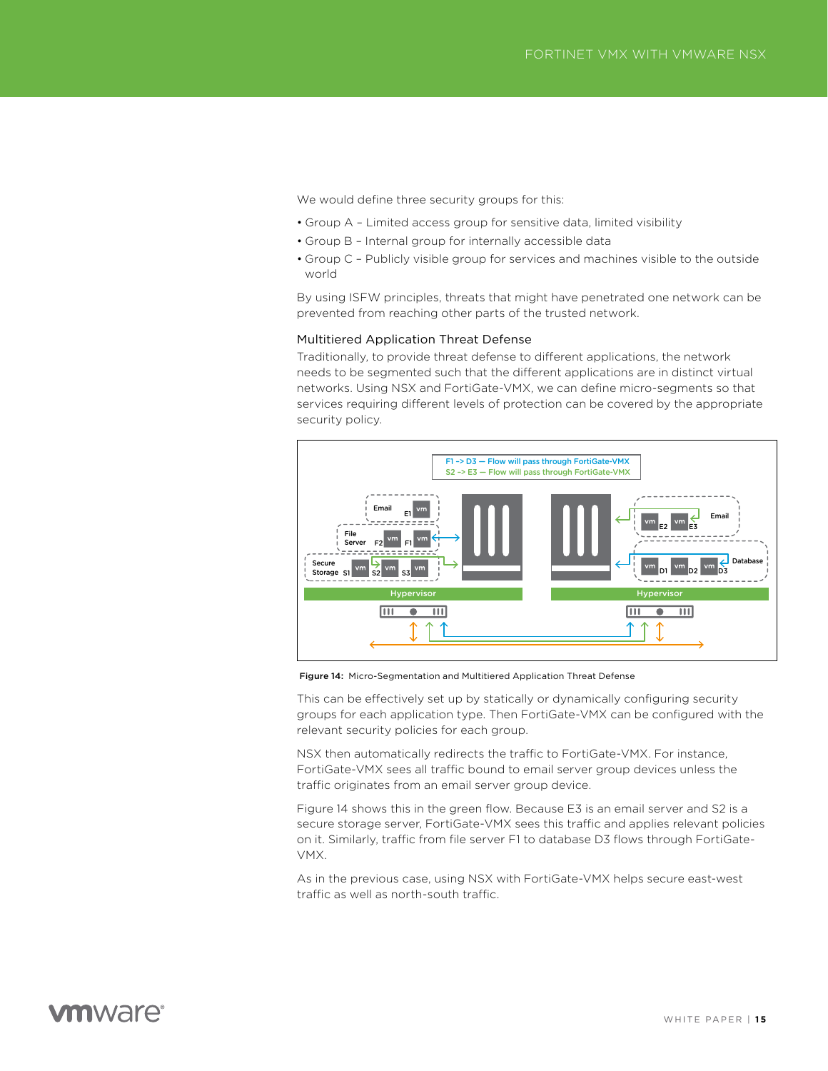We would define three security groups for this:

- Group A – Limited access group for sensitive data, limited visibility
- Group B – Internal group for internally accessible data
- Group C – Publicly visible group for services and machines visible to the outside world

By using ISFW principles, threats that might have penetrated one network can be prevented from reaching other parts of the trusted network.

### Multitiered Application Threat Defense

Traditionally, to provide threat defense to different applications, the network needs to be segmented such that the different applications are in distinct virtual networks. Using NSX and FortiGate-VMX, we can define micro-segments so that services requiring different levels of protection can be covered by the appropriate security policy.

**Figure 14:** Micro-Segmentation and Multitiered Application Threat Defense

This can be effectively set up by statically or dynamically configuring security groups for each application type. Then FortiGate-VMX can be configured with the relevant security policies for each group.

NSX then automatically redirects the traffic to FortiGate-VMX. For instance, FortiGate-VMX sees all traffic bound to email server group devices unless the traffic originates from an email server group device.

Figure 14 shows this in the green flow. Because E3 is an email server and S2 is a secure storage server, FortiGate-VMX sees this traffic and applies relevant policies on it. Similarly, traffic from file server F1 to database D3 flows through FortiGate-VMX.

As in the previous case, using NSX with FortiGate-VMX helps secure east-west traffic as well as north-south traffic.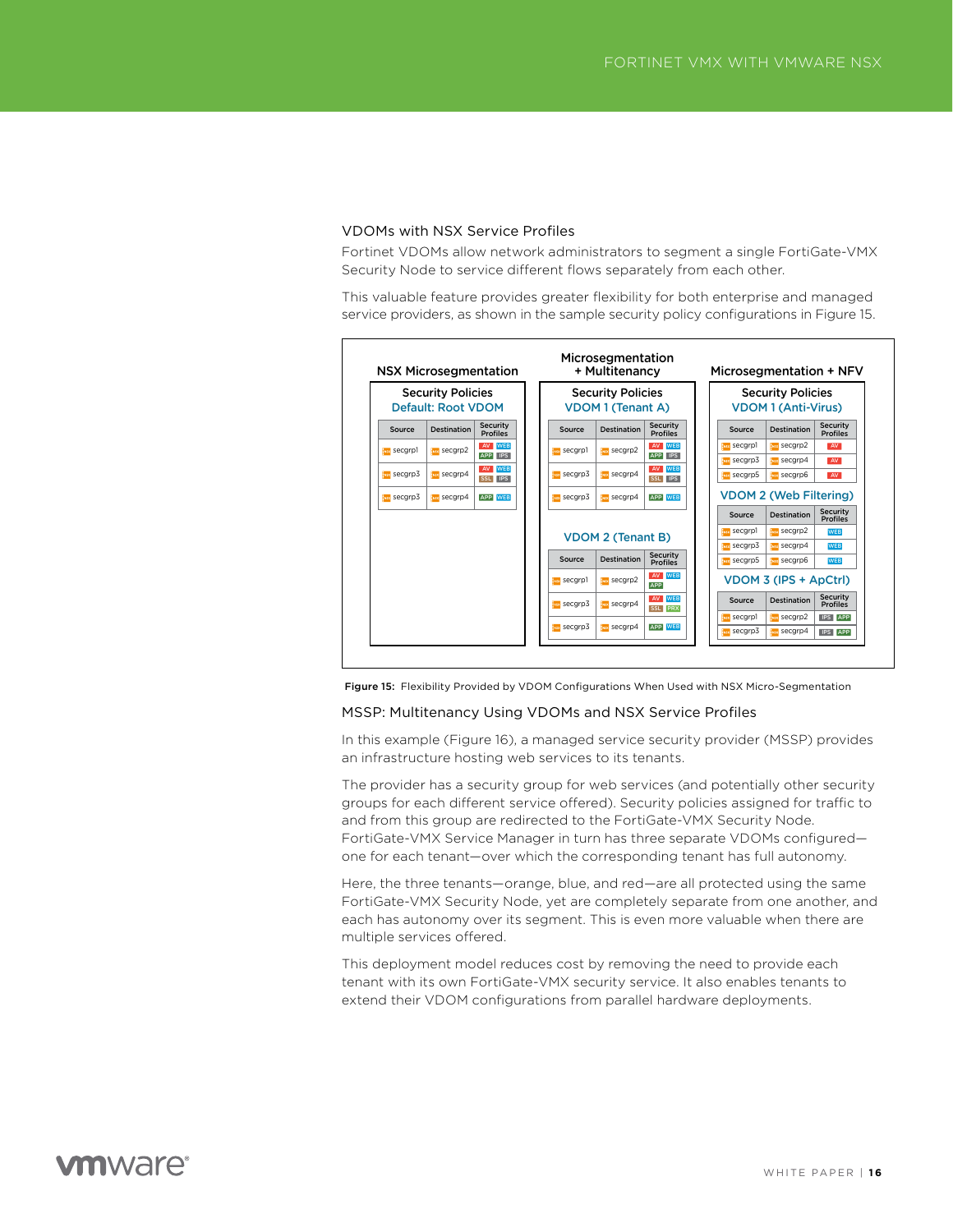### VDOMs with NSX Service Profiles

Fortinet VDOMs allow network administrators to segment a single FortiGate-VMX Security Node to service different flows separately from each other.

This valuable feature provides greater flexibility for both enterprise and managed service providers, as shown in the sample security policy configurations in Figure 15.

**NSX Microsegmentation**

Security Policies
Default: Root VDOM

| Source | Destination | Security Profiles |
|---|---|---|
| secgrp1 | secgrp2 | AV WEB APP IPS |
| secgrp3 | secgrp4 | AV WEB SSL IPS |
| secgrp3 | secgrp4 | APP WEB |

**Microsegmentation + Multitenancy**

Security Policies
VDOM 1 (Tenant A)

| Source | Destination | Security Profiles |
|---|---|---|
| secgrp1 | secgrp2 | AV WEB APP IPS |
| secgrp3 | secgrp4 | AV WEB SSL IPS |
| secgrp3 | secgrp4 | APP WEB |

VDOM 2 (Tenant B)

| Source | Destination | Security Profiles |
|---|---|---|
| secgrp1 | secgrp2 | AV WEB APP |
| secgrp3 | secgrp4 | AV WEB SSL PRX |
| secgrp3 | secgrp4 | APP WEB |

**Microsegmentation + NFV**

Security Policies
VDOM 1 (Anti-Virus)

| Source | Destination | Security Profiles |
|---|---|---|
| secgrp1 | secgrp2 | AV |
| secgrp3 | secgrp4 | AV |
| secgrp5 | secgrp6 | AV |

VDOM 2 (Web Filtering)

| Source | Destination | Security Profiles |
|---|---|---|
| secgrp1 | secgrp2 | WEB |
| secgrp3 | secgrp4 | WEB |
| secgrp5 | secgrp6 | WEB |

VDOM 3 (IPS + ApCtrl)

| Source | Destination | Security Profiles |
|---|---|---|
| secgrp1 | secgrp2 | IPS APP |
| secgrp3 | secgrp4 | IPS APP |

**Figure 15:** Flexibility Provided by VDOM Configurations When Used with NSX Micro-Segmentation

### MSSP: Multitenancy Using VDOMs and NSX Service Profiles

In this example (Figure 16), a managed service security provider (MSSP) provides an infrastructure hosting web services to its tenants.

The provider has a security group for web services (and potentially other security groups for each different service offered). Security policies assigned for traffic to and from this group are redirected to the FortiGate-VMX Security Node. FortiGate-VMX Service Manager in turn has three separate VDOMs configured—one for each tenant—over which the corresponding tenant has full autonomy.

Here, the three tenants—orange, blue, and red—are all protected using the same FortiGate-VMX Security Node, yet are completely separate from one another, and each has autonomy over its segment. This is even more valuable when there are multiple services offered.

This deployment model reduces cost by removing the need to provide each tenant with its own FortiGate-VMX security service. It also enables tenants to extend their VDOM configurations from parallel hardware deployments.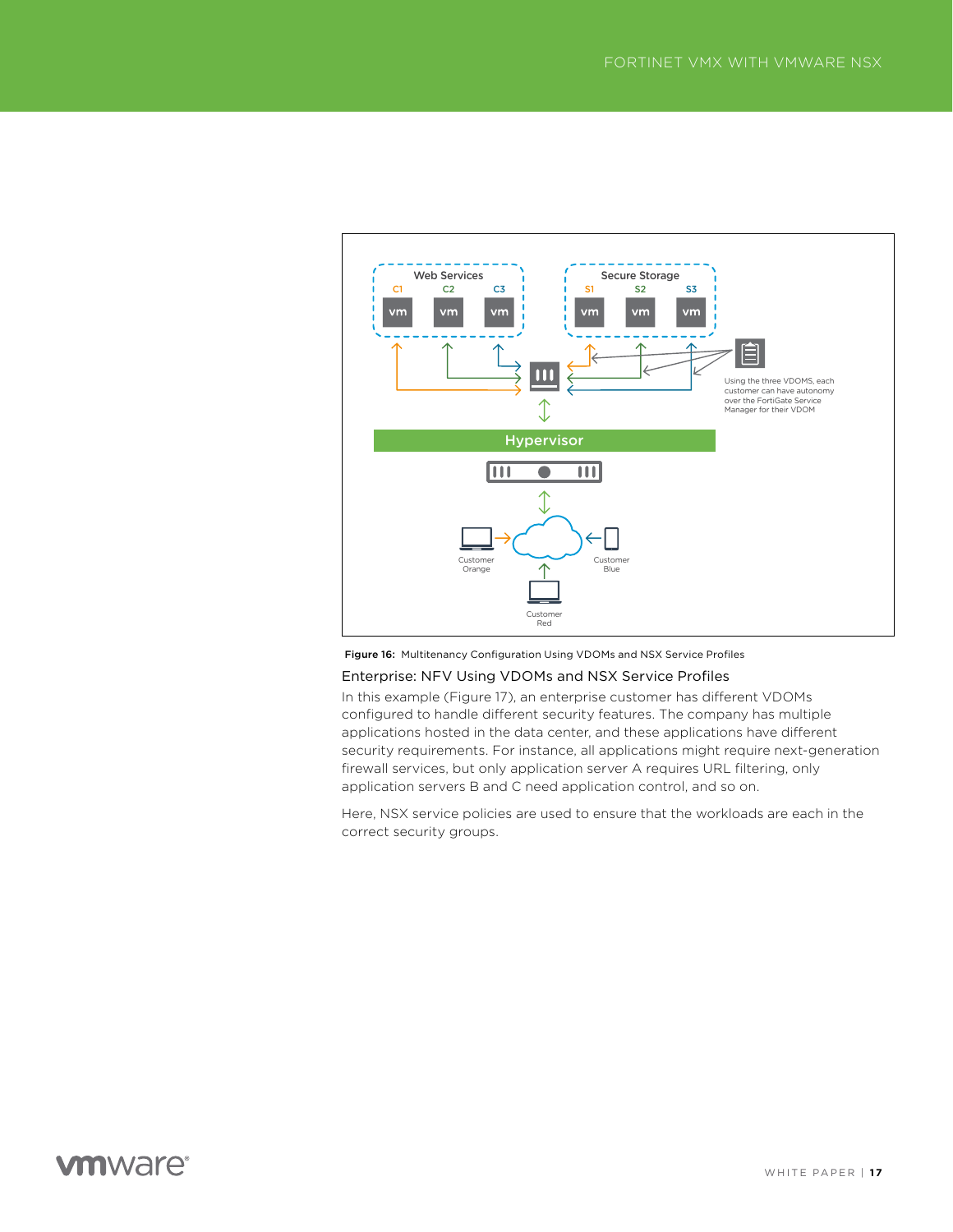Web Services

C1 C2 C3

vm vm vm

Secure Storage

S1 S2 S3

vm vm vm

Using the three VDOMS, each customer can have autonomy over the FortiGate Service Manager for their VDOM

Hypervisor

Customer Orange

Customer Blue

Customer Red

**Figure 16:** Multitenancy Configuration Using VDOMs and NSX Service Profiles

## Enterprise: NFV Using VDOMs and NSX Service Profiles

In this example (Figure 17), an enterprise customer has different VDOMs configured to handle different security features. The company has multiple applications hosted in the data center, and these applications have different security requirements. For instance, all applications might require next-generation firewall services, but only application server A requires URL filtering, only application servers B and C need application control, and so on.

Here, NSX service policies are used to ensure that the workloads are each in the correct security groups.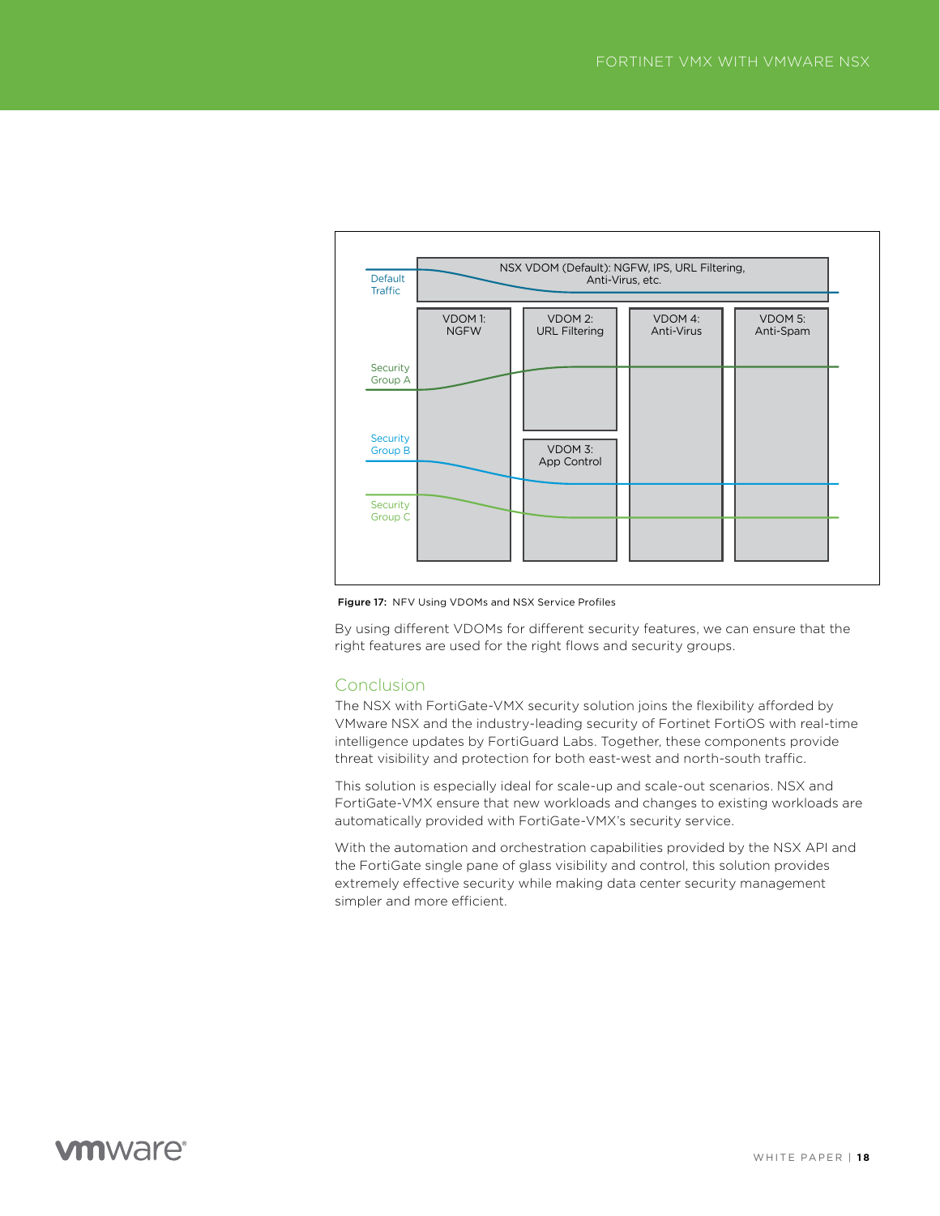Figure 17: NFV Using VDOMs and NSX Service Profiles

By using different VDOMs for different security features, we can ensure that the right features are used for the right flows and security groups.

## Conclusion

The NSX with FortiGate-VMX security solution joins the flexibility afforded by VMware NSX and the industry-leading security of Fortinet FortiOS with real-time intelligence updates by FortiGuard Labs. Together, these components provide threat visibility and protection for both east-west and north-south traffic.

This solution is especially ideal for scale-up and scale-out scenarios. NSX and FortiGate-VMX ensure that new workloads and changes to existing workloads are automatically provided with FortiGate-VMX's security service.

With the automation and orchestration capabilities provided by the NSX API and the FortiGate single pane of glass visibility and control, this solution provides extremely effective security while making data center security management simpler and more efficient.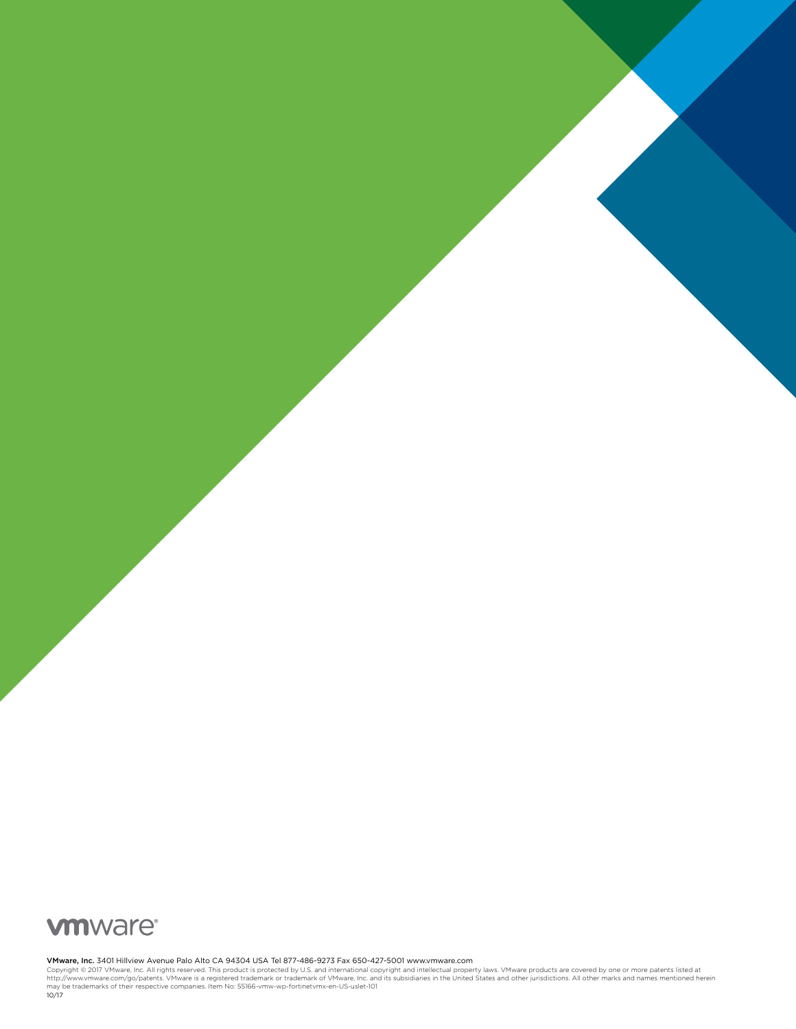vmware®

**VMware, Inc.** 3401 Hillview Avenue Palo Alto CA 94304 USA Tel 877-486-9273 Fax 650-427-5001 www.vmware.com
Copyright © 2017 VMware, Inc. All rights reserved. This product is protected by U.S. and international copyright and intellectual property laws. VMware products are covered by one or more patents listed at http://www.vmware.com/go/patents. VMware is a registered trademark or trademark of VMware, Inc. and its subsidiaries in the United States and other jurisdictions. All other marks and names mentioned herein may be trademarks of their respective companies. Item No: 55166-vmw-wp-fortinetvmx-en-US-uslet-101
10/17